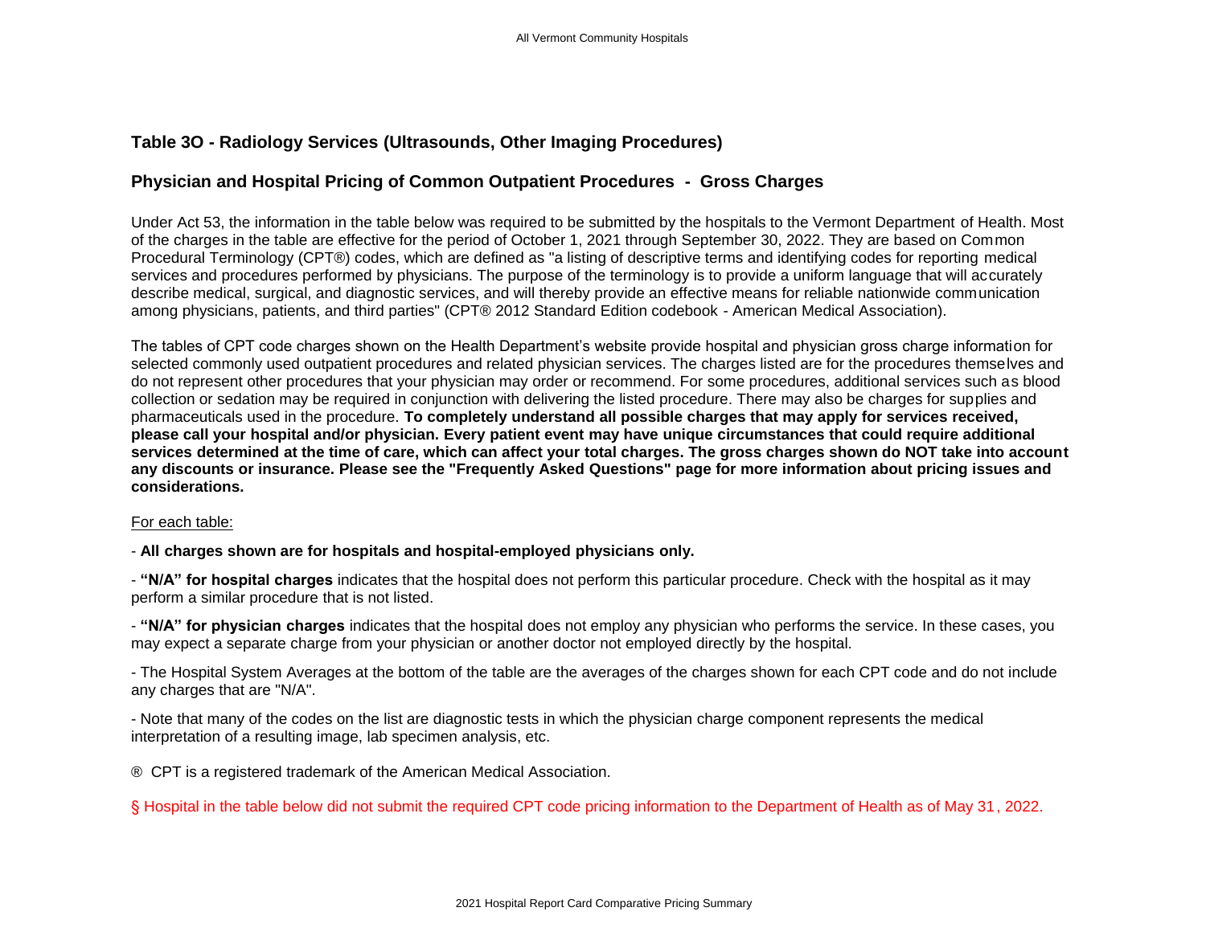## Table 3O - Radiology Services (Ultrasounds, Other Imaging Procedures)

## Physician and Hospital Pricing of Common Outpatient Procedures - Gross Charges

Under Act 53, the information in the table below was required to be submitted by the hospitals to the Vermont Department of Health. Most of the charges in the table are effective for the period of October 1, 2021 through September 30, 2022. They are based on Common Procedural Terminology (CPT®) codes, which are defined as "a listing of descriptive terms and identifying codes for reporting medical services and procedures performed by physicians. The purpose of the terminology is to provide a uniform language that will accurately describe medical, surgical, and diagnostic services, and will thereby provide an effective means for reliable nationwide communication among physicians, patients, and third parties" (CPT® 2012 Standard Edition codebook - American Medical Association).

The tables of CPT code charges shown on the Health Department's website provide hospital and physician gross charge information for selected commonly used outpatient procedures and related physician services. The charges listed are for the procedures themselves and do not represent other procedures that your physician may order or recommend. For some procedures, additional services such as blood collection or sedation may be required in conjunction with delivering the listed procedure. There may also be charges for supplies and pharmaceuticals used in the procedure. **To completely understand all possible charges that may apply for services received, please call your hospital and/or physician. Every patient event may have unique circumstances that could require additional services determined at the time of care, which can affect your total charges. The gross charges shown do NOT take into account any discounts or insurance. Please see the "Frequently Asked Questions" page for more information about pricing issues and considerations.**

For each table:

- **All charges shown are for hospitals and hospital-employed physicians only.**

- **"N/A" for hospital charges** indicates that the hospital does not perform this particular procedure. Check with the hospital as it may perform a similar procedure that is not listed.

- **"N/A" for physician charges** indicates that the hospital does not employ any physician who performs the service. In these cases, you may expect a separate charge from your physician or another doctor not employed directly by the hospital.

- The Hospital System Averages at the bottom of the table are the averages of the charges shown for each CPT code and do not include any charges that are "N/A".

- Note that many of the codes on the list are diagnostic tests in which the physician charge component represents the medical interpretation of a resulting image, lab specimen analysis, etc.

® CPT is a registered trademark of the American Medical Association.

§ Hospital in the table below did not submit the required CPT code pricing information to the Department of Health as of May 31, 2022.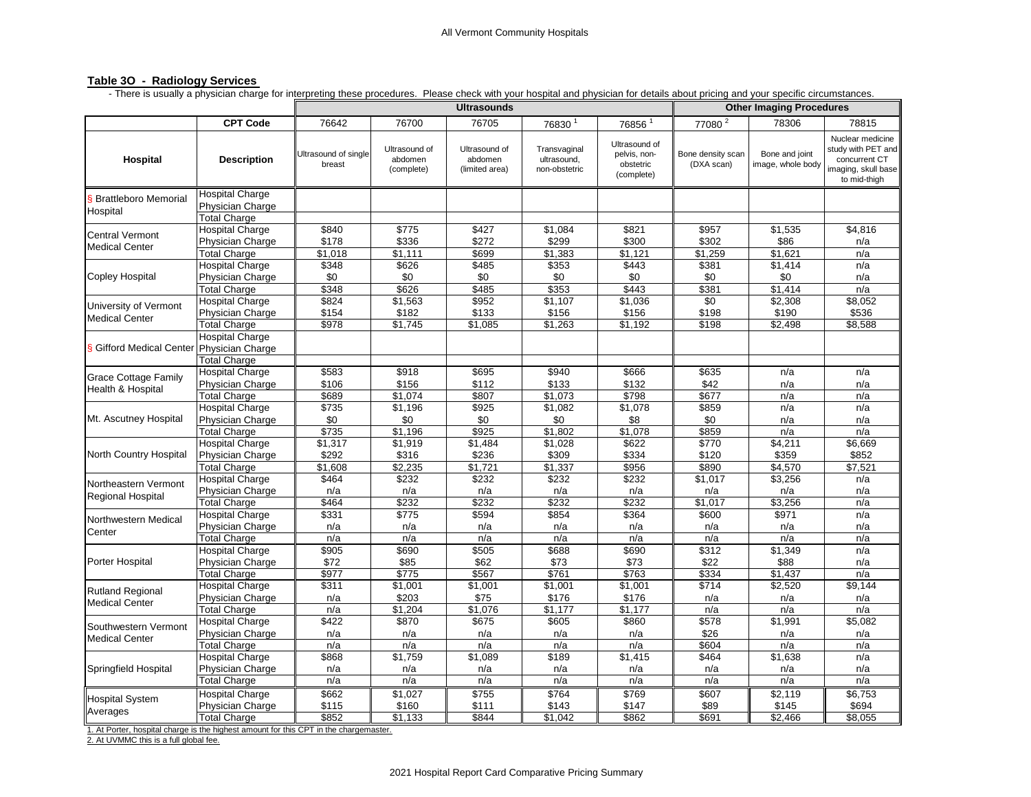All Vermont Community Hospitals

**Table 3O - Radiology Services**

- There is usually a physician charge for interpreting these procedures. Please check with your hospital and physician for details about pricing and your specific circumstances.

| | | Ultrasounds | | | | | Other Imaging Procedures | | |
|---|---|---|---|---|---|---|---|---|---|
| | **CPT Code** | 76642 | 76700 | 76705 | 76830 [1] | 76856 [1] | 77080 [2] | 78306 | 78815 |
| **Hospital** | **Description** | Ultrasound of single breast | Ultrasound of abdomen (complete) | Ultrasound of abdomen (limited area) | Transvaginal ultrasound, non-obstetric | Ultrasound of pelvis, non-obstetric (complete) | Bone density scan (DXA scan) | Bone and joint image, whole body | Nuclear medicine study with PET and concurrent CT imaging, skull base to mid-thigh |
| § Brattleboro Memorial Hospital | Hospital Charge | | | | | | | | |
| | Physician Charge | | | | | | | | |
| | Total Charge | | | | | | | | |
| Central Vermont Medical Center | Hospital Charge | $840 | $775 | $427 | $1,084 | $821 | $957 | $1,535 | $4,816 |
| | Physician Charge | $178 | $336 | $272 | $299 | $300 | $302 | $86 | n/a |
| | Total Charge | $1,018 | $1,111 | $699 | $1,383 | $1,121 | $1,259 | $1,621 | n/a |
| Copley Hospital | Hospital Charge | $348 | $626 | $485 | $353 | $443 | $381 | $1,414 | n/a |
| | Physician Charge | $0 | $0 | $0 | $0 | $0 | $0 | $0 | n/a |
| | Total Charge | $348 | $626 | $485 | $353 | $443 | $381 | $1,414 | n/a |
| University of Vermont Medical Center | Hospital Charge | $824 | $1,563 | $952 | $1,107 | $1,036 | $0 | $2,308 | $8,052 |
| | Physician Charge | $154 | $182 | $133 | $156 | $156 | $198 | $190 | $536 |
| | Total Charge | $978 | $1,745 | $1,085 | $1,263 | $1,192 | $198 | $2,498 | $8,588 |
| § Gifford Medical Center | Hospital Charge | | | | | | | | |
| | Physician Charge | | | | | | | | |
| | Total Charge | | | | | | | | |
| Grace Cottage Family Health & Hospital | Hospital Charge | $583 | $918 | $695 | $940 | $666 | $635 | n/a | n/a |
| | Physician Charge | $106 | $156 | $112 | $133 | $132 | $42 | n/a | n/a |
| | Total Charge | $689 | $1,074 | $807 | $1,073 | $798 | $677 | n/a | n/a |
| Mt. Ascutney Hospital | Hospital Charge | $735 | $1,196 | $925 | $1,082 | $1,078 | $859 | n/a | n/a |
| | Physician Charge | $0 | $0 | $0 | $0 | $8 | $0 | n/a | n/a |
| | Total Charge | $735 | $1,196 | $925 | $1,802 | $1,078 | $859 | n/a | n/a |
| North Country Hospital | Hospital Charge | $1,317 | $1,919 | $1,484 | $1,028 | $622 | $770 | $4,211 | $6,669 |
| | Physician Charge | $292 | $316 | $236 | $309 | $334 | $120 | $359 | $852 |
| | Total Charge | $1,608 | $2,235 | $1,721 | $1,337 | $956 | $890 | $4,570 | $7,521 |
| Northeastern Vermont Regional Hospital | Hospital Charge | $464 | $232 | $232 | $232 | $232 | $1,017 | $3,256 | n/a |
| | Physician Charge | n/a | n/a | n/a | n/a | n/a | n/a | n/a | n/a |
| | Total Charge | $464 | $232 | $232 | $232 | $232 | $1,017 | $3,256 | n/a |
| Northwestern Medical Center | Hospital Charge | $331 | $775 | $594 | $854 | $364 | $600 | $971 | n/a |
| | Physician Charge | n/a | n/a | n/a | n/a | n/a | n/a | n/a | n/a |
| | Total Charge | n/a | n/a | n/a | n/a | n/a | n/a | n/a | n/a |
| Porter Hospital | Hospital Charge | $905 | $690 | $505 | $688 | $690 | $312 | $1,349 | n/a |
| | Physician Charge | $72 | $85 | $62 | $73 | $73 | $22 | $88 | n/a |
| | Total Charge | $977 | $775 | $567 | $761 | $763 | $334 | $1,437 | n/a |
| Rutland Regional Medical Center | Hospital Charge | $311 | $1,001 | $1,001 | $1,001 | $1,001 | $714 | $2,520 | $9,144 |
| | Physician Charge | n/a | $203 | $75 | $176 | $176 | n/a | n/a | n/a |
| | Total Charge | n/a | $1,204 | $1,076 | $1,177 | $1,177 | n/a | n/a | n/a |
| Southwestern Vermont Medical Center | Hospital Charge | $422 | $870 | $675 | $605 | $860 | $578 | $1,991 | $5,082 |
| | Physician Charge | n/a | n/a | n/a | n/a | n/a | $26 | n/a | n/a |
| | Total Charge | n/a | n/a | n/a | n/a | n/a | $604 | n/a | n/a |
| Springfield Hospital | Hospital Charge | $868 | $1,759 | $1,089 | $189 | $1,415 | $464 | $1,638 | n/a |
| | Physician Charge | n/a | n/a | n/a | n/a | n/a | n/a | n/a | n/a |
| | Total Charge | n/a | n/a | n/a | n/a | n/a | n/a | n/a | n/a |
| Hospital System Averages | Hospital Charge | $662 | $1,027 | $755 | $764 | $769 | $607 | $2,119 | $6,753 |
| | Physician Charge | $115 | $160 | $111 | $143 | $147 | $89 | $145 | $694 |
| | Total Charge | $852 | $1,133 | $844 | $1,042 | $862 | $691 | $2,466 | $8,055 |

1. At Porter, hospital charge is the highest amount for this CPT in the chargemaster.

2. At UVMMC this is a full global fee.

2021 Hospital Report Card Comparative Pricing Summary